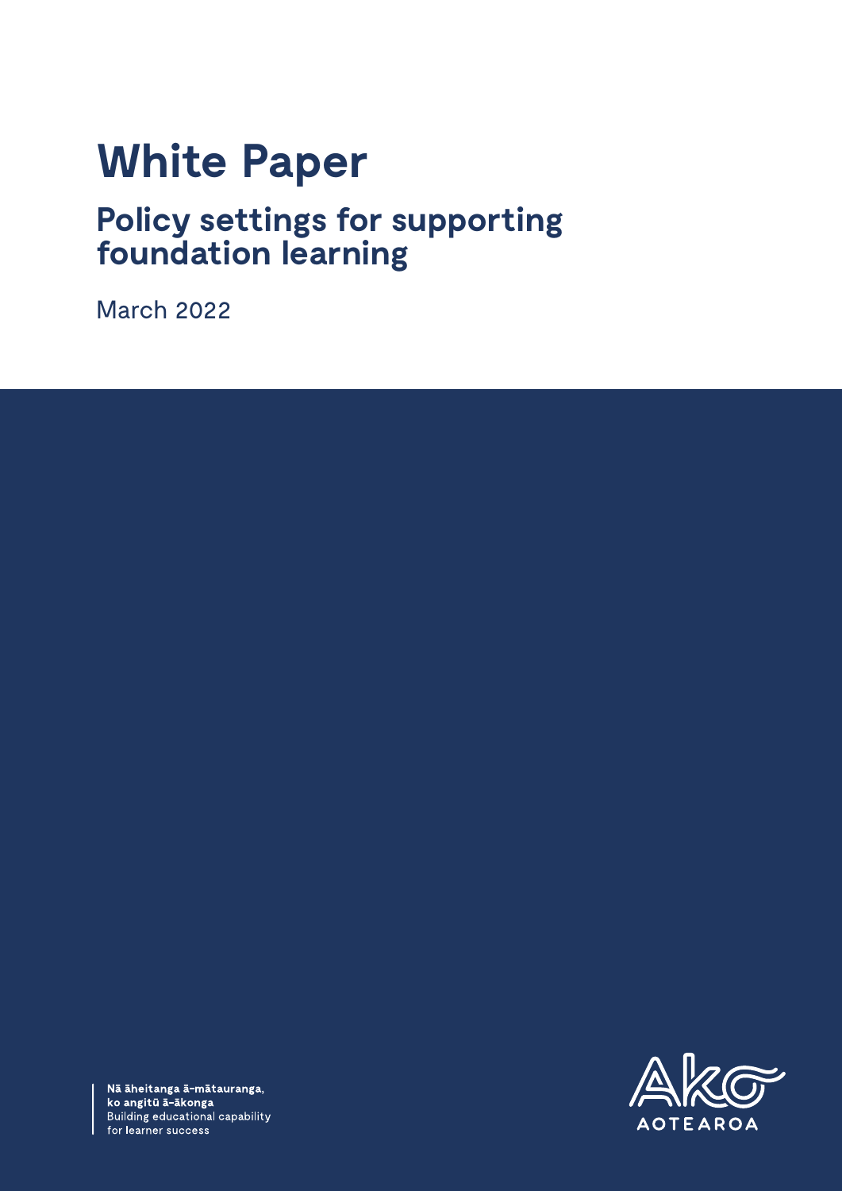# White Paper

## Policy settings for supporting foundation learning

March 2022

**Nā āheitanga ā-mātauranga, ko angitū ā-ākonga**
Building educational capability for learner success

AKO AOTEAROA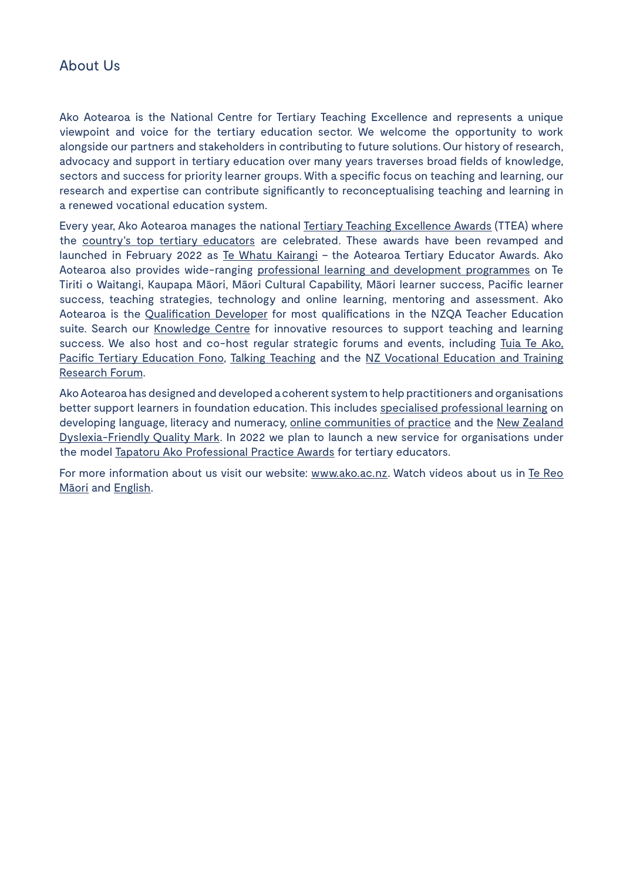# About Us

Ako Aotearoa is the National Centre for Tertiary Teaching Excellence and represents a unique viewpoint and voice for the tertiary education sector. We welcome the opportunity to work alongside our partners and stakeholders in contributing to future solutions. Our history of research, advocacy and support in tertiary education over many years traverses broad fields of knowledge, sectors and success for priority learner groups. With a specific focus on teaching and learning, our research and expertise can contribute significantly to reconceptualising teaching and learning in a renewed vocational education system.

Every year, Ako Aotearoa manages the national Tertiary Teaching Excellence Awards (TTEA) where the country's top tertiary educators are celebrated. These awards have been revamped and launched in February 2022 as Te Whatu Kairangi – the Aotearoa Tertiary Educator Awards. Ako Aotearoa also provides wide-ranging professional learning and development programmes on Te Tiriti o Waitangi, Kaupapa Māori, Māori Cultural Capability, Māori learner success, Pacific learner success, teaching strategies, technology and online learning, mentoring and assessment. Ako Aotearoa is the Qualification Developer for most qualifications in the NZQA Teacher Education suite. Search our Knowledge Centre for innovative resources to support teaching and learning success. We also host and co-host regular strategic forums and events, including Tuia Te Ako, Pacific Tertiary Education Fono, Talking Teaching and the NZ Vocational Education and Training Research Forum.

Ako Aotearoa has designed and developed a coherent system to help practitioners and organisations better support learners in foundation education. This includes specialised professional learning on developing language, literacy and numeracy, online communities of practice and the New Zealand Dyslexia-Friendly Quality Mark. In 2022 we plan to launch a new service for organisations under the model Tapatoru Ako Professional Practice Awards for tertiary educators.

For more information about us visit our website: www.ako.ac.nz. Watch videos about us in Te Reo Māori and English.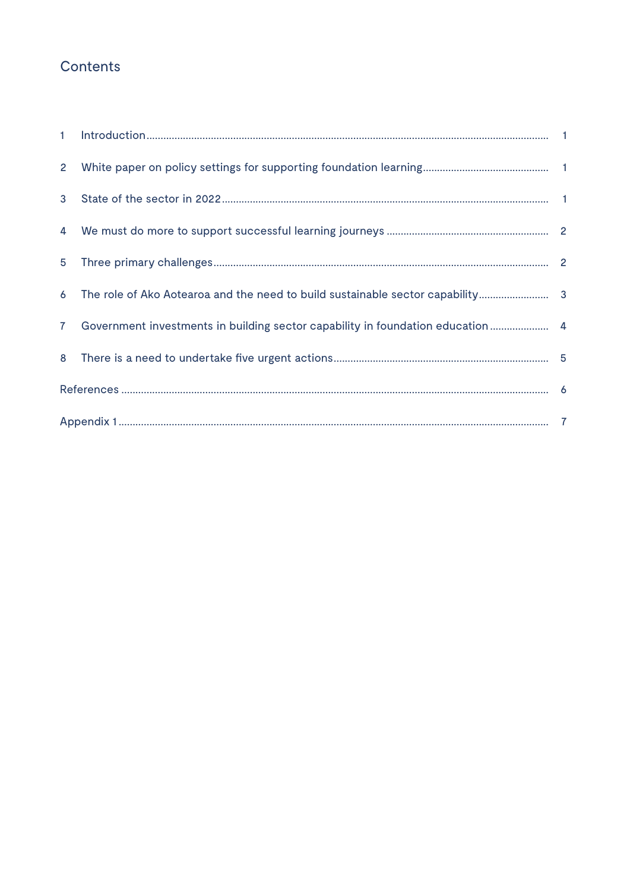## Contents

| | | |
|---|---|---|
| 1 | Introduction | 1 |
| 2 | White paper on policy settings for supporting foundation learning | 1 |
| 3 | State of the sector in 2022 | 1 |
| 4 | We must do more to support successful learning journeys | 2 |
| 5 | Three primary challenges | 2 |
| 6 | The role of Ako Aotearoa and the need to build sustainable sector capability | 3 |
| 7 | Government investments in building sector capability in foundation education | 4 |
| 8 | There is a need to undertake five urgent actions | 5 |
| | References | 6 |
| | Appendix 1 | 7 |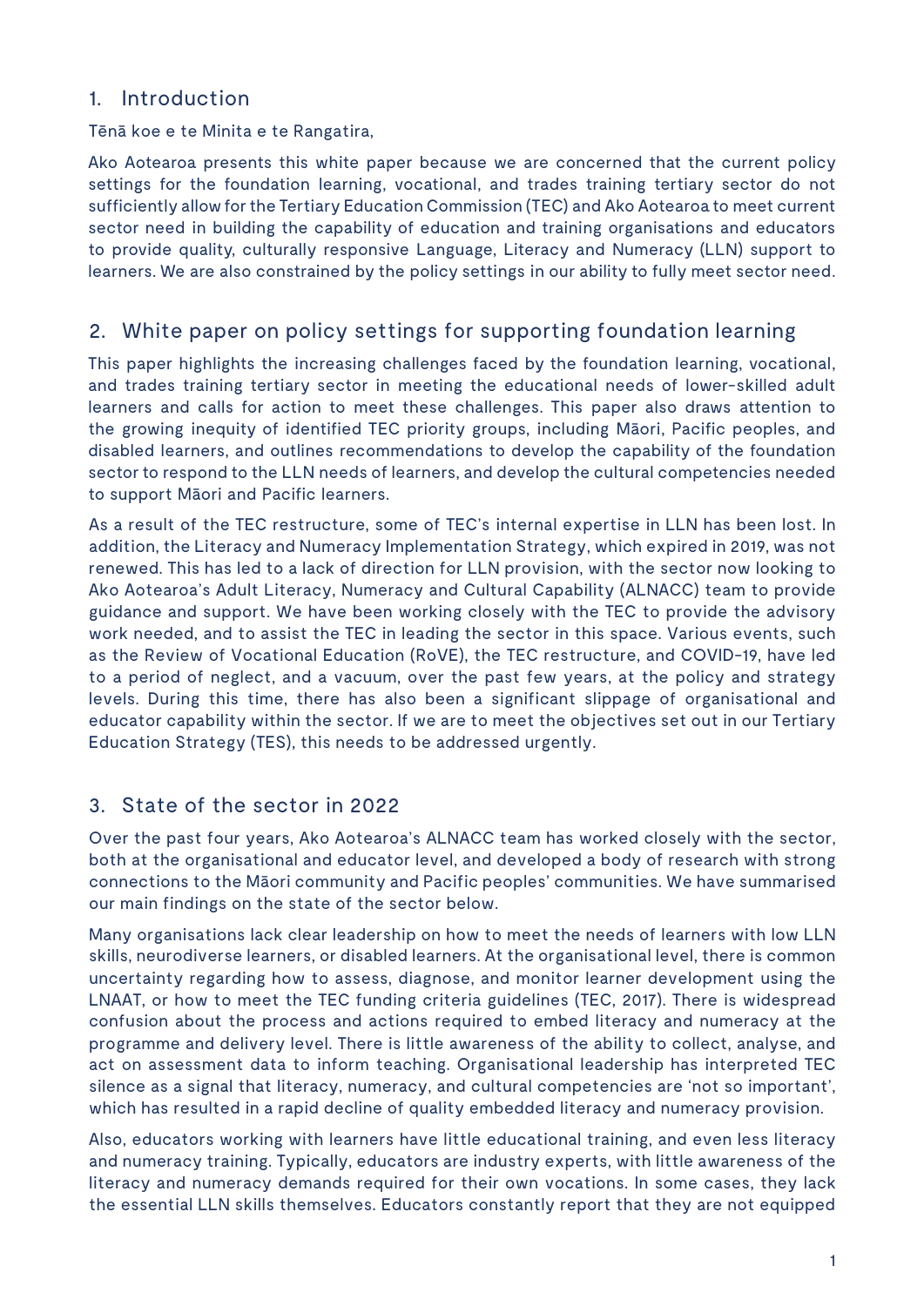## 1. Introduction

Tēnā koe e te Minita e te Rangatira,

Ako Aotearoa presents this white paper because we are concerned that the current policy settings for the foundation learning, vocational, and trades training tertiary sector do not sufficiently allow for the Tertiary Education Commission (TEC) and Ako Aotearoa to meet current sector need in building the capability of education and training organisations and educators to provide quality, culturally responsive Language, Literacy and Numeracy (LLN) support to learners. We are also constrained by the policy settings in our ability to fully meet sector need.

## 2. White paper on policy settings for supporting foundation learning

This paper highlights the increasing challenges faced by the foundation learning, vocational, and trades training tertiary sector in meeting the educational needs of lower-skilled adult learners and calls for action to meet these challenges. This paper also draws attention to the growing inequity of identified TEC priority groups, including Māori, Pacific peoples, and disabled learners, and outlines recommendations to develop the capability of the foundation sector to respond to the LLN needs of learners, and develop the cultural competencies needed to support Māori and Pacific learners.

As a result of the TEC restructure, some of TEC's internal expertise in LLN has been lost. In addition, the Literacy and Numeracy Implementation Strategy, which expired in 2019, was not renewed. This has led to a lack of direction for LLN provision, with the sector now looking to Ako Aotearoa's Adult Literacy, Numeracy and Cultural Capability (ALNACC) team to provide guidance and support. We have been working closely with the TEC to provide the advisory work needed, and to assist the TEC in leading the sector in this space. Various events, such as the Review of Vocational Education (RoVE), the TEC restructure, and COVID-19, have led to a period of neglect, and a vacuum, over the past few years, at the policy and strategy levels. During this time, there has also been a significant slippage of organisational and educator capability within the sector. If we are to meet the objectives set out in our Tertiary Education Strategy (TES), this needs to be addressed urgently.

## 3. State of the sector in 2022

Over the past four years, Ako Aotearoa's ALNACC team has worked closely with the sector, both at the organisational and educator level, and developed a body of research with strong connections to the Māori community and Pacific peoples' communities. We have summarised our main findings on the state of the sector below.

Many organisations lack clear leadership on how to meet the needs of learners with low LLN skills, neurodiverse learners, or disabled learners. At the organisational level, there is common uncertainty regarding how to assess, diagnose, and monitor learner development using the LNAAT, or how to meet the TEC funding criteria guidelines (TEC, 2017). There is widespread confusion about the process and actions required to embed literacy and numeracy at the programme and delivery level. There is little awareness of the ability to collect, analyse, and act on assessment data to inform teaching. Organisational leadership has interpreted TEC silence as a signal that literacy, numeracy, and cultural competencies are 'not so important', which has resulted in a rapid decline of quality embedded literacy and numeracy provision.

Also, educators working with learners have little educational training, and even less literacy and numeracy training. Typically, educators are industry experts, with little awareness of the literacy and numeracy demands required for their own vocations. In some cases, they lack the essential LLN skills themselves. Educators constantly report that they are not equipped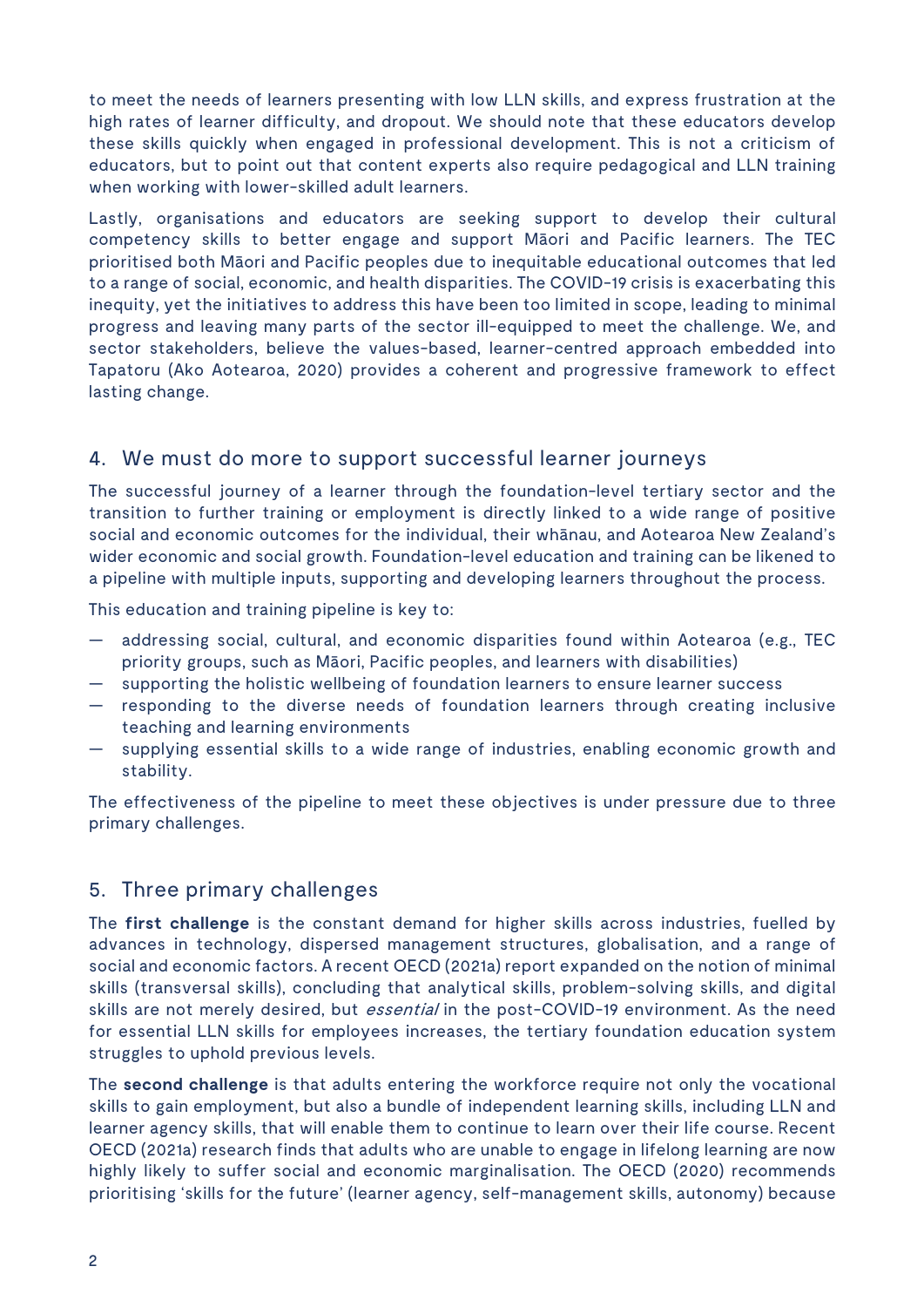to meet the needs of learners presenting with low LLN skills, and express frustration at the high rates of learner difficulty, and dropout. We should note that these educators develop these skills quickly when engaged in professional development. This is not a criticism of educators, but to point out that content experts also require pedagogical and LLN training when working with lower-skilled adult learners.

Lastly, organisations and educators are seeking support to develop their cultural competency skills to better engage and support Māori and Pacific learners. The TEC prioritised both Māori and Pacific peoples due to inequitable educational outcomes that led to a range of social, economic, and health disparities. The COVID-19 crisis is exacerbating this inequity, yet the initiatives to address this have been too limited in scope, leading to minimal progress and leaving many parts of the sector ill-equipped to meet the challenge. We, and sector stakeholders, believe the values-based, learner-centred approach embedded into Tapatoru (Ako Aotearoa, 2020) provides a coherent and progressive framework to effect lasting change.

## 4. We must do more to support successful learner journeys

The successful journey of a learner through the foundation-level tertiary sector and the transition to further training or employment is directly linked to a wide range of positive social and economic outcomes for the individual, their whānau, and Aotearoa New Zealand's wider economic and social growth. Foundation-level education and training can be likened to a pipeline with multiple inputs, supporting and developing learners throughout the process.

This education and training pipeline is key to:

- addressing social, cultural, and economic disparities found within Aotearoa (e.g., TEC priority groups, such as Māori, Pacific peoples, and learners with disabilities)
- supporting the holistic wellbeing of foundation learners to ensure learner success
- responding to the diverse needs of foundation learners through creating inclusive teaching and learning environments
- supplying essential skills to a wide range of industries, enabling economic growth and stability.

The effectiveness of the pipeline to meet these objectives is under pressure due to three primary challenges.

## 5. Three primary challenges

The **first challenge** is the constant demand for higher skills across industries, fuelled by advances in technology, dispersed management structures, globalisation, and a range of social and economic factors. A recent OECD (2021a) report expanded on the notion of minimal skills (transversal skills), concluding that analytical skills, problem-solving skills, and digital skills are not merely desired, but *essential* in the post-COVID-19 environment. As the need for essential LLN skills for employees increases, the tertiary foundation education system struggles to uphold previous levels.

The **second challenge** is that adults entering the workforce require not only the vocational skills to gain employment, but also a bundle of independent learning skills, including LLN and learner agency skills, that will enable them to continue to learn over their life course. Recent OECD (2021a) research finds that adults who are unable to engage in lifelong learning are now highly likely to suffer social and economic marginalisation. The OECD (2020) recommends prioritising 'skills for the future' (learner agency, self-management skills, autonomy) because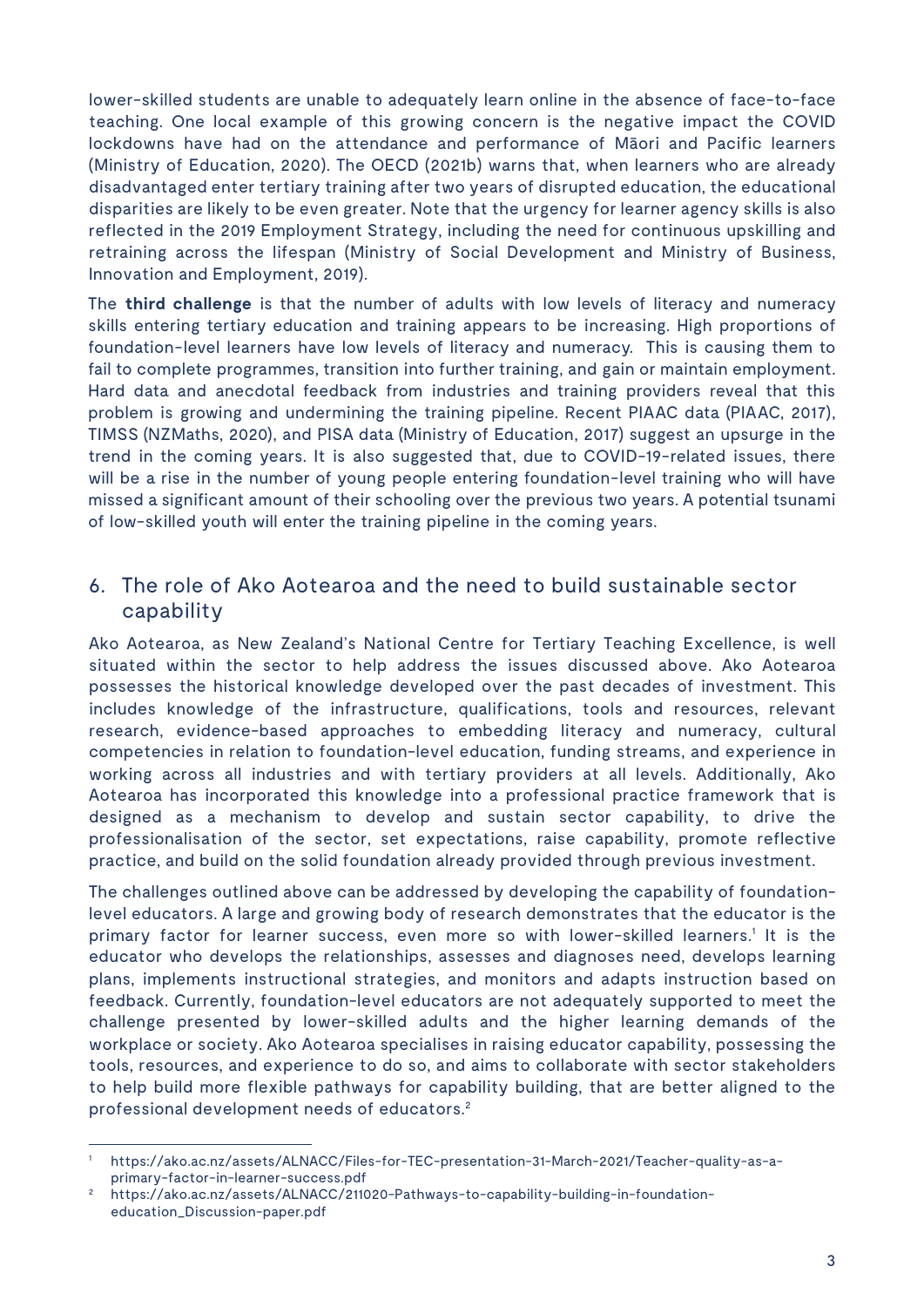lower-skilled students are unable to adequately learn online in the absence of face-to-face teaching. One local example of this growing concern is the negative impact the COVID lockdowns have had on the attendance and performance of Māori and Pacific learners (Ministry of Education, 2020). The OECD (2021b) warns that, when learners who are already disadvantaged enter tertiary training after two years of disrupted education, the educational disparities are likely to be even greater. Note that the urgency for learner agency skills is also reflected in the 2019 Employment Strategy, including the need for continuous upskilling and retraining across the lifespan (Ministry of Social Development and Ministry of Business, Innovation and Employment, 2019).

The **third challenge** is that the number of adults with low levels of literacy and numeracy skills entering tertiary education and training appears to be increasing. High proportions of foundation-level learners have low levels of literacy and numeracy. This is causing them to fail to complete programmes, transition into further training, and gain or maintain employment. Hard data and anecdotal feedback from industries and training providers reveal that this problem is growing and undermining the training pipeline. Recent PIAAC data (PIAAC, 2017), TIMSS (NZMaths, 2020), and PISA data (Ministry of Education, 2017) suggest an upsurge in the trend in the coming years. It is also suggested that, due to COVID-19-related issues, there will be a rise in the number of young people entering foundation-level training who will have missed a significant amount of their schooling over the previous two years. A potential tsunami of low-skilled youth will enter the training pipeline in the coming years.

## 6. The role of Ako Aotearoa and the need to build sustainable sector capability

Ako Aotearoa, as New Zealand's National Centre for Tertiary Teaching Excellence, is well situated within the sector to help address the issues discussed above. Ako Aotearoa possesses the historical knowledge developed over the past decades of investment. This includes knowledge of the infrastructure, qualifications, tools and resources, relevant research, evidence-based approaches to embedding literacy and numeracy, cultural competencies in relation to foundation-level education, funding streams, and experience in working across all industries and with tertiary providers at all levels. Additionally, Ako Aotearoa has incorporated this knowledge into a professional practice framework that is designed as a mechanism to develop and sustain sector capability, to drive the professionalisation of the sector, set expectations, raise capability, promote reflective practice, and build on the solid foundation already provided through previous investment.

The challenges outlined above can be addressed by developing the capability of foundation-level educators. A large and growing body of research demonstrates that the educator is the primary factor for learner success, even more so with lower-skilled learners.[1] It is the educator who develops the relationships, assesses and diagnoses need, develops learning plans, implements instructional strategies, and monitors and adapts instruction based on feedback. Currently, foundation-level educators are not adequately supported to meet the challenge presented by lower-skilled adults and the higher learning demands of the workplace or society. Ako Aotearoa specialises in raising educator capability, possessing the tools, resources, and experience to do so, and aims to collaborate with sector stakeholders to help build more flexible pathways for capability building, that are better aligned to the professional development needs of educators.[2]

---

[1] https://ako.ac.nz/assets/ALNACC/Files-for-TEC-presentation-31-March-2021/Teacher-quality-as-a-primary-factor-in-learner-success.pdf

[2] https://ako.ac.nz/assets/ALNACC/211020-Pathways-to-capability-building-in-foundation-education_Discussion-paper.pdf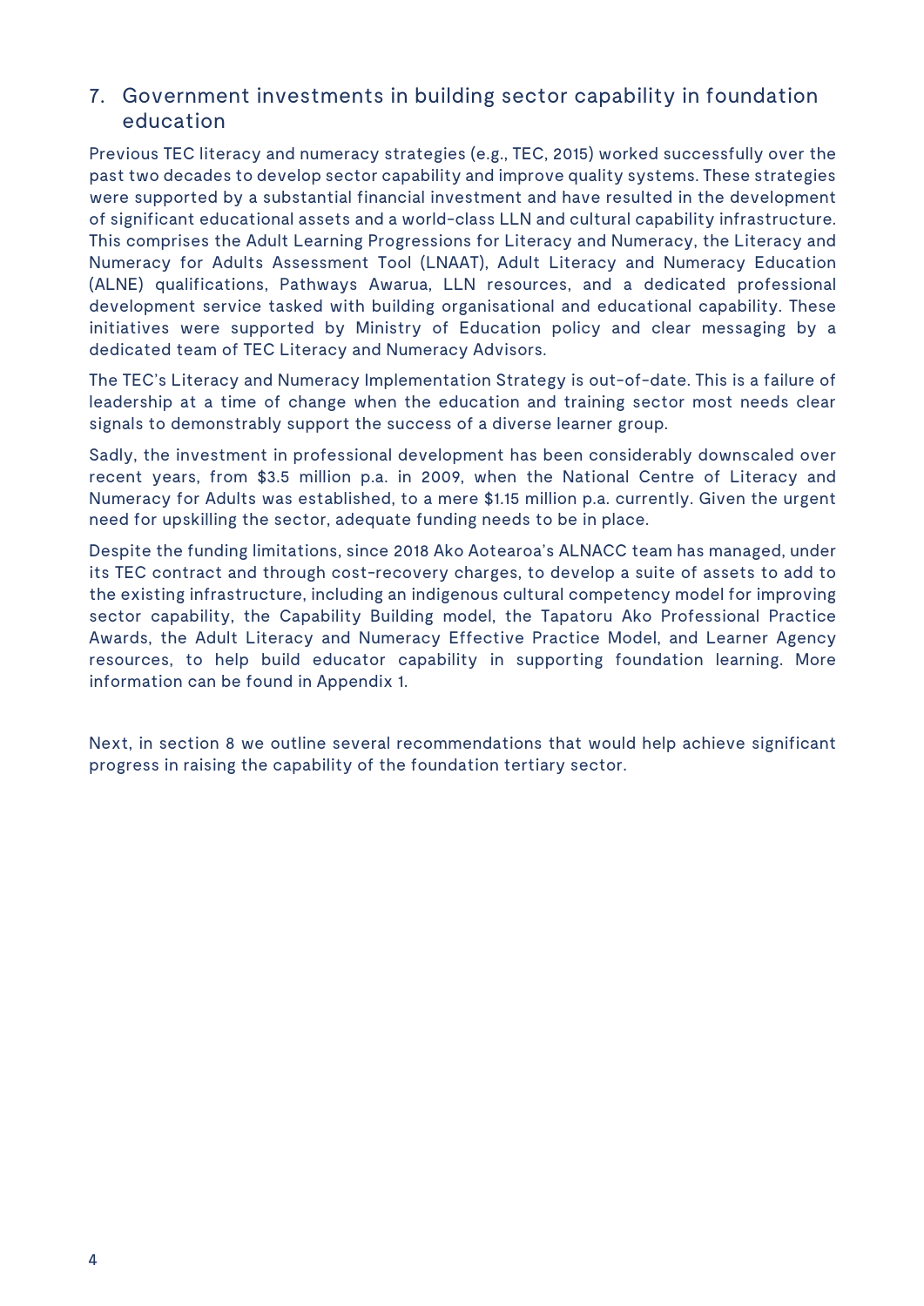## 7. Government investments in building sector capability in foundation education

Previous TEC literacy and numeracy strategies (e.g., TEC, 2015) worked successfully over the past two decades to develop sector capability and improve quality systems. These strategies were supported by a substantial financial investment and have resulted in the development of significant educational assets and a world-class LLN and cultural capability infrastructure. This comprises the Adult Learning Progressions for Literacy and Numeracy, the Literacy and Numeracy for Adults Assessment Tool (LNAAT), Adult Literacy and Numeracy Education (ALNE) qualifications, Pathways Awarua, LLN resources, and a dedicated professional development service tasked with building organisational and educational capability. These initiatives were supported by Ministry of Education policy and clear messaging by a dedicated team of TEC Literacy and Numeracy Advisors.

The TEC's Literacy and Numeracy Implementation Strategy is out-of-date. This is a failure of leadership at a time of change when the education and training sector most needs clear signals to demonstrably support the success of a diverse learner group.

Sadly, the investment in professional development has been considerably downscaled over recent years, from $3.5 million p.a. in 2009, when the National Centre of Literacy and Numeracy for Adults was established, to a mere $1.15 million p.a. currently. Given the urgent need for upskilling the sector, adequate funding needs to be in place.

Despite the funding limitations, since 2018 Ako Aotearoa's ALNACC team has managed, under its TEC contract and through cost-recovery charges, to develop a suite of assets to add to the existing infrastructure, including an indigenous cultural competency model for improving sector capability, the Capability Building model, the Tapatoru Ako Professional Practice Awards, the Adult Literacy and Numeracy Effective Practice Model, and Learner Agency resources, to help build educator capability in supporting foundation learning. More information can be found in Appendix 1.

Next, in section 8 we outline several recommendations that would help achieve significant progress in raising the capability of the foundation tertiary sector.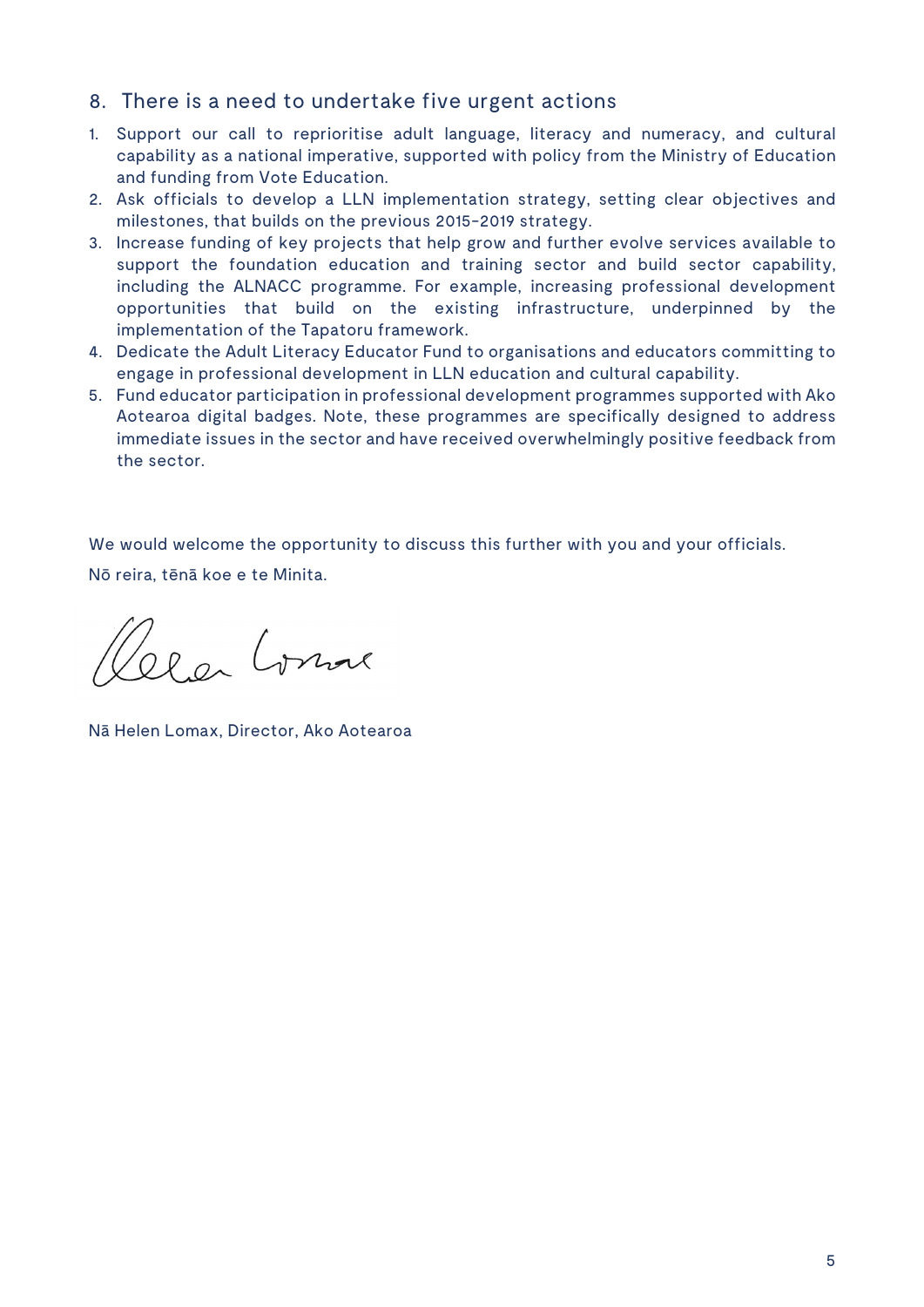## 8. There is a need to undertake five urgent actions

1. Support our call to reprioritise adult language, literacy and numeracy, and cultural capability as a national imperative, supported with policy from the Ministry of Education and funding from Vote Education.
2. Ask officials to develop a LLN implementation strategy, setting clear objectives and milestones, that builds on the previous 2015-2019 strategy.
3. Increase funding of key projects that help grow and further evolve services available to support the foundation education and training sector and build sector capability, including the ALNACC programme. For example, increasing professional development opportunities that build on the existing infrastructure, underpinned by the implementation of the Tapatoru framework.
4. Dedicate the Adult Literacy Educator Fund to organisations and educators committing to engage in professional development in LLN education and cultural capability.
5. Fund educator participation in professional development programmes supported with Ako Aotearoa digital badges. Note, these programmes are specifically designed to address immediate issues in the sector and have received overwhelmingly positive feedback from the sector.

We would welcome the opportunity to discuss this further with you and your officials.

Nō reira, tēnā koe e te Minita.

Nā Helen Lomax, Director, Ako Aotearoa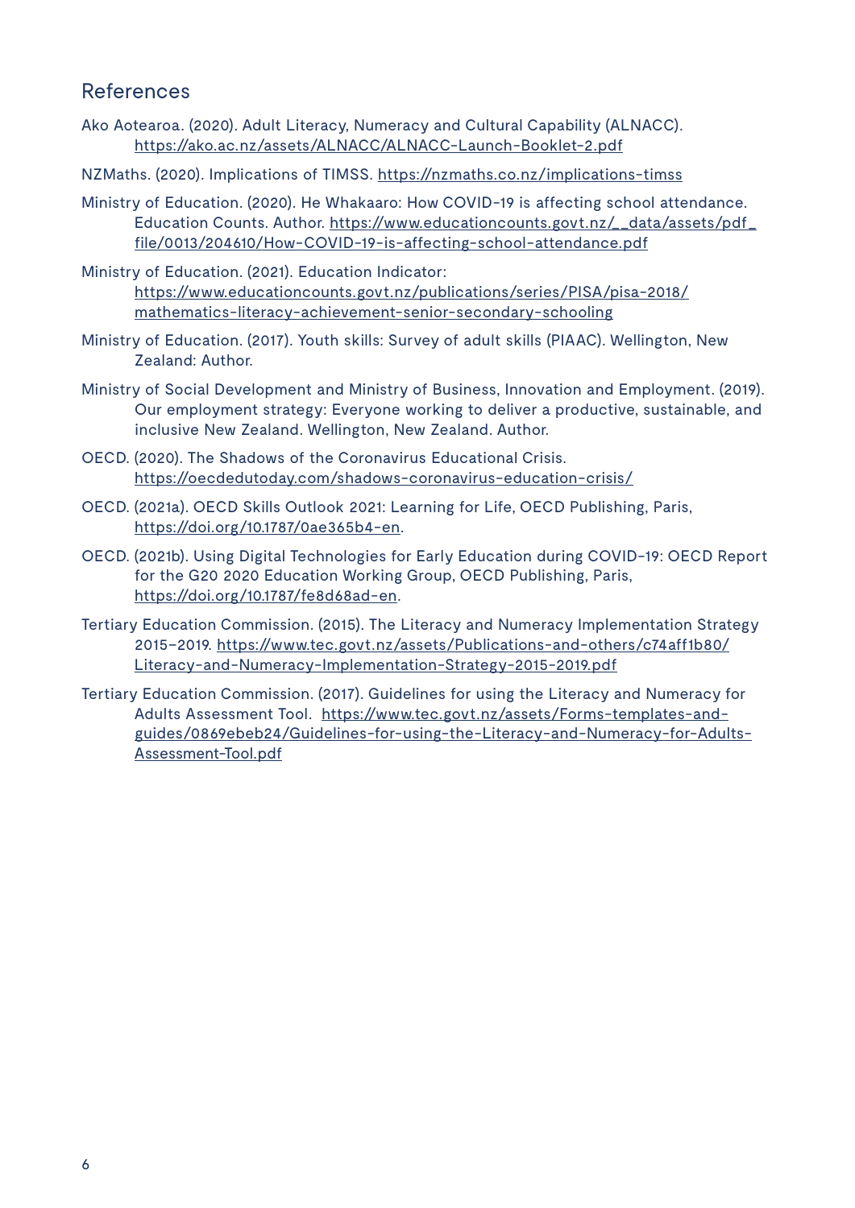## References

Ako Aotearoa. (2020). Adult Literacy, Numeracy and Cultural Capability (ALNACC). https://ako.ac.nz/assets/ALNACC/ALNACC-Launch-Booklet-2.pdf

NZMaths. (2020). Implications of TIMSS. https://nzmaths.co.nz/implications-timss

Ministry of Education. (2020). He Whakaaro: How COVID-19 is affecting school attendance. Education Counts. Author. https://www.educationcounts.govt.nz/__data/assets/pdf_file/0013/204610/How-COVID-19-is-affecting-school-attendance.pdf

Ministry of Education. (2021). Education Indicator: https://www.educationcounts.govt.nz/publications/series/PISA/pisa-2018/mathematics-literacy-achievement-senior-secondary-schooling

Ministry of Education. (2017). Youth skills: Survey of adult skills (PIAAC). Wellington, New Zealand: Author.

Ministry of Social Development and Ministry of Business, Innovation and Employment. (2019). Our employment strategy: Everyone working to deliver a productive, sustainable, and inclusive New Zealand. Wellington, New Zealand. Author.

OECD. (2020). The Shadows of the Coronavirus Educational Crisis. https://oecdedutoday.com/shadows-coronavirus-education-crisis/

OECD. (2021a). OECD Skills Outlook 2021: Learning for Life, OECD Publishing, Paris, https://doi.org/10.1787/0ae365b4-en.

OECD. (2021b). Using Digital Technologies for Early Education during COVID-19: OECD Report for the G20 2020 Education Working Group, OECD Publishing, Paris, https://doi.org/10.1787/fe8d68ad-en.

Tertiary Education Commission. (2015). The Literacy and Numeracy Implementation Strategy 2015–2019. https://www.tec.govt.nz/assets/Publications-and-others/c74aff1b80/Literacy-and-Numeracy-Implementation-Strategy-2015-2019.pdf

Tertiary Education Commission. (2017). Guidelines for using the Literacy and Numeracy for Adults Assessment Tool. https://www.tec.govt.nz/assets/Forms-templates-and-guides/0869ebeb24/Guidelines-for-using-the-Literacy-and-Numeracy-for-Adults-Assessment-Tool.pdf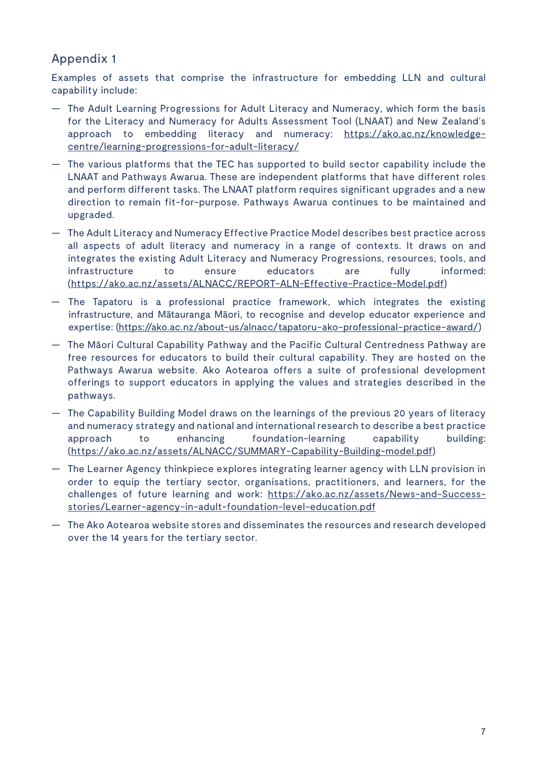## Appendix 1

Examples of assets that comprise the infrastructure for embedding LLN and cultural capability include:

- The Adult Learning Progressions for Adult Literacy and Numeracy, which form the basis for the Literacy and Numeracy for Adults Assessment Tool (LNAAT) and New Zealand's approach to embedding literacy and numeracy: https://ako.ac.nz/knowledge-centre/learning-progressions-for-adult-literacy/
- The various platforms that the TEC has supported to build sector capability include the LNAAT and Pathways Awarua. These are independent platforms that have different roles and perform different tasks. The LNAAT platform requires significant upgrades and a new direction to remain fit-for-purpose. Pathways Awarua continues to be maintained and upgraded.
- The Adult Literacy and Numeracy Effective Practice Model describes best practice across all aspects of adult literacy and numeracy in a range of contexts. It draws on and integrates the existing Adult Literacy and Numeracy Progressions, resources, tools, and infrastructure to ensure educators are fully informed: (https://ako.ac.nz/assets/ALNACC/REPORT-ALN-Effective-Practice-Model.pdf)
- The Tapatoru is a professional practice framework, which integrates the existing infrastructure, and Mātauranga Māori, to recognise and develop educator experience and expertise: (https://ako.ac.nz/about-us/alnacc/tapatoru-ako-professional-practice-award/)
- The Māori Cultural Capability Pathway and the Pacific Cultural Centredness Pathway are free resources for educators to build their cultural capability. They are hosted on the Pathways Awarua website. Ako Aotearoa offers a suite of professional development offerings to support educators in applying the values and strategies described in the pathways.
- The Capability Building Model draws on the learnings of the previous 20 years of literacy and numeracy strategy and national and international research to describe a best practice approach to enhancing foundation-learning capability building: (https://ako.ac.nz/assets/ALNACC/SUMMARY-Capability-Building-model.pdf)
- The Learner Agency thinkpiece explores integrating learner agency with LLN provision in order to equip the tertiary sector, organisations, practitioners, and learners, for the challenges of future learning and work: https://ako.ac.nz/assets/News-and-Success-stories/Learner-agency-in-adult-foundation-level-education.pdf
- The Ako Aotearoa website stores and disseminates the resources and research developed over the 14 years for the tertiary sector.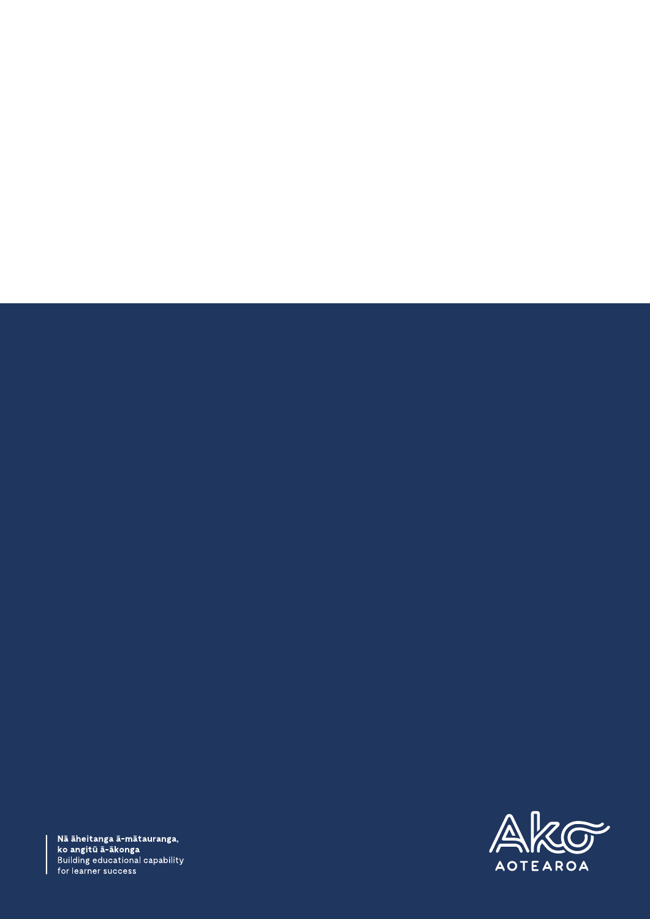**Nā āheitanga ā-mātauranga,**
**ko angitū ā-ākonga**
Building educational capability
for learner success

Ako
AOTEAROA